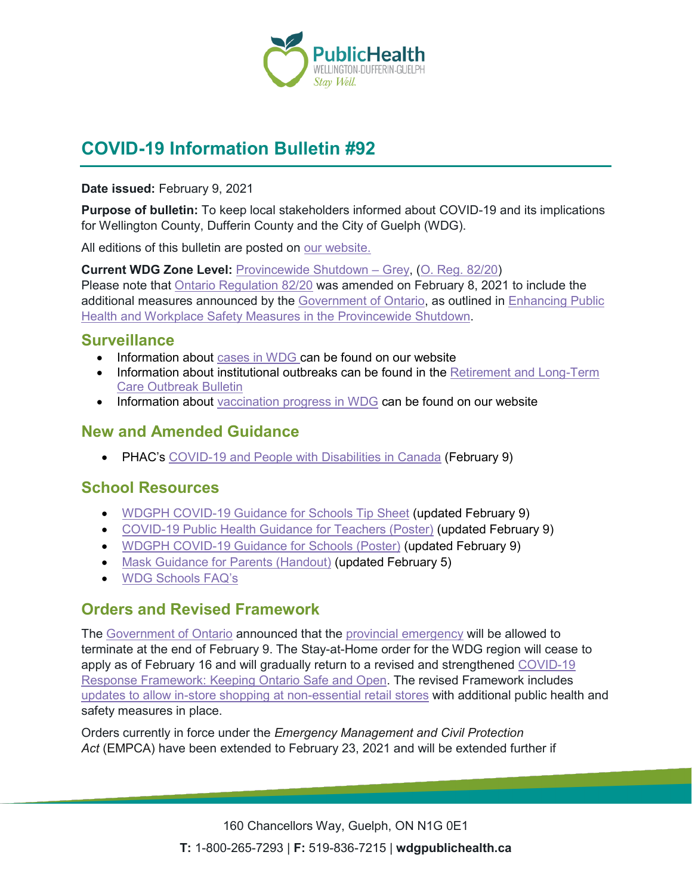# COVID-19 Information Bulletin #92

**Date issued:** February 9, 2021

**Purpose of bulletin:** To keep local stakeholders informed about COVID-19 and its implications for Wellington County, Dufferin County and the City of Guelph (WDG).

All editions of this bulletin are posted on our website.

**Current WDG Zone Level:** Provincewide Shutdown – Grey, (O. Reg. 82/20)
Please note that Ontario Regulation 82/20 was amended on February 8, 2021 to include the additional measures announced by the Government of Ontario, as outlined in Enhancing Public Health and Workplace Safety Measures in the Provincewide Shutdown.

## Surveillance

- Information about cases in WDG can be found on our website
- Information about institutional outbreaks can be found in the Retirement and Long-Term Care Outbreak Bulletin
- Information about vaccination progress in WDG can be found on our website

## New and Amended Guidance

- PHAC's COVID-19 and People with Disabilities in Canada (February 9)

## School Resources

- WDGPH COVID-19 Guidance for Schools Tip Sheet (updated February 9)
- COVID-19 Public Health Guidance for Teachers (Poster) (updated February 9)
- WDGPH COVID-19 Guidance for Schools (Poster) (updated February 9)
- Mask Guidance for Parents (Handout) (updated February 5)
- WDG Schools FAQ's

## Orders and Revised Framework

The Government of Ontario announced that the provincial emergency will be allowed to terminate at the end of February 9. The Stay-at-Home order for the WDG region will cease to apply as of February 16 and will gradually return to a revised and strengthened COVID-19 Response Framework: Keeping Ontario Safe and Open. The revised Framework includes updates to allow in-store shopping at non-essential retail stores with additional public health and safety measures in place.

Orders currently in force under the *Emergency Management and Civil Protection Act* (EMPCA) have been extended to February 23, 2021 and will be extended further if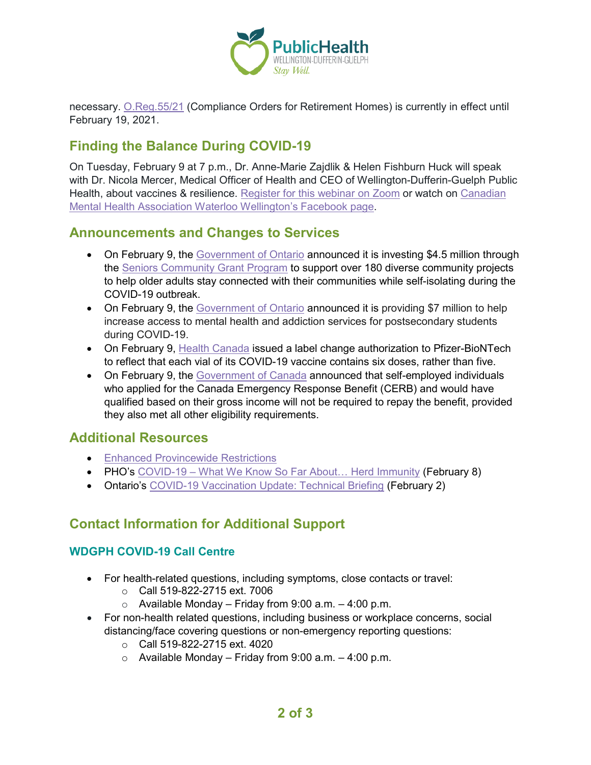necessary. O.Reg.55/21 (Compliance Orders for Retirement Homes) is currently in effect until February 19, 2021.

## Finding the Balance During COVID-19

On Tuesday, February 9 at 7 p.m., Dr. Anne-Marie Zajdlik & Helen Fishburn Huck will speak with Dr. Nicola Mercer, Medical Officer of Health and CEO of Wellington-Dufferin-Guelph Public Health, about vaccines & resilience. Register for this webinar on Zoom or watch on Canadian Mental Health Association Waterloo Wellington's Facebook page.

## Announcements and Changes to Services

- On February 9, the Government of Ontario announced it is investing $4.5 million through the Seniors Community Grant Program to support over 180 diverse community projects to help older adults stay connected with their communities while self-isolating during the COVID-19 outbreak.
- On February 9, the Government of Ontario announced it is providing $7 million to help increase access to mental health and addiction services for postsecondary students during COVID-19.
- On February 9, Health Canada issued a label change authorization to Pfizer-BioNTech to reflect that each vial of its COVID-19 vaccine contains six doses, rather than five.
- On February 9, the Government of Canada announced that self-employed individuals who applied for the Canada Emergency Response Benefit (CERB) and would have qualified based on their gross income will not be required to repay the benefit, provided they also met all other eligibility requirements.

## Additional Resources

- Enhanced Provincewide Restrictions
- PHO's COVID-19 – What We Know So Far About… Herd Immunity (February 8)
- Ontario's COVID-19 Vaccination Update: Technical Briefing (February 2)

## Contact Information for Additional Support

### WDGPH COVID-19 Call Centre

- For health-related questions, including symptoms, close contacts or travel:
  - Call 519-822-2715 ext. 7006
  - Available Monday – Friday from 9:00 a.m. – 4:00 p.m.
- For non-health related questions, including business or workplace concerns, social distancing/face covering questions or non-emergency reporting questions:
  - Call 519-822-2715 ext. 4020
  - Available Monday – Friday from 9:00 a.m. – 4:00 p.m.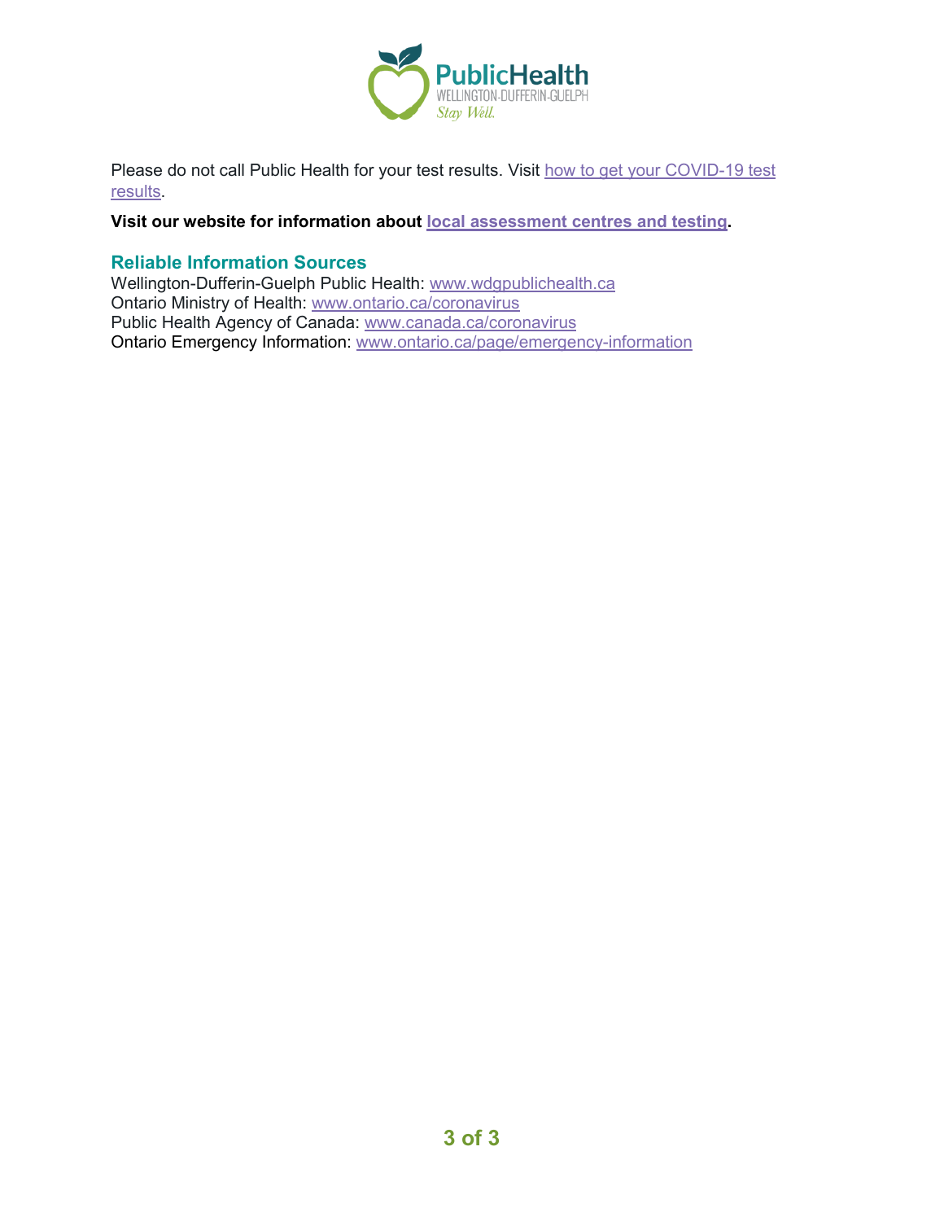Please do not call Public Health for your test results. Visit how to get your COVID-19 test results.

**Visit our website for information about local assessment centres and testing.**

## Reliable Information Sources

Wellington-Dufferin-Guelph Public Health: www.wdgpublichealth.ca
Ontario Ministry of Health: www.ontario.ca/coronavirus
Public Health Agency of Canada: www.canada.ca/coronavirus
Ontario Emergency Information: www.ontario.ca/page/emergency-information